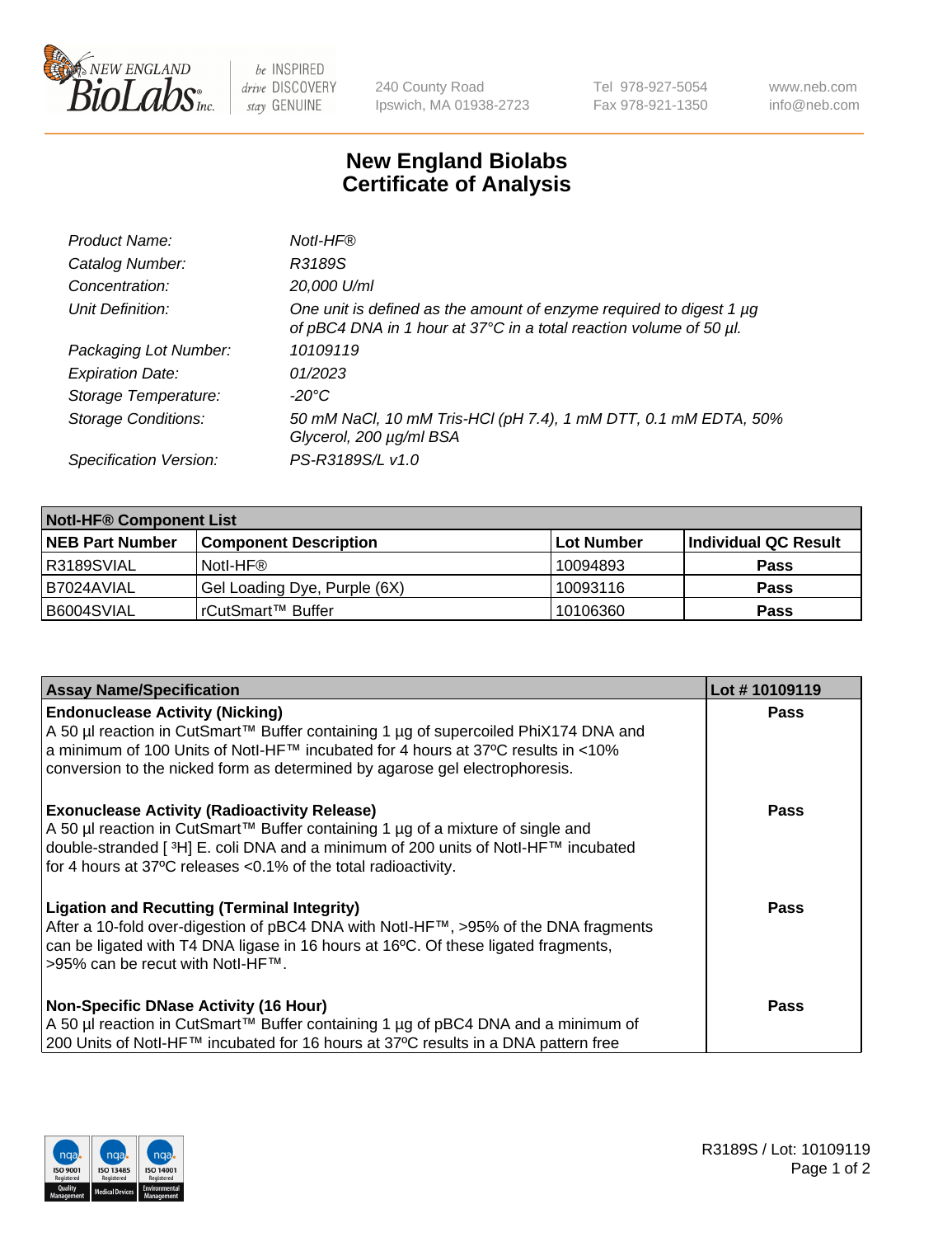# New England Biolabs
# Certificate of Analysis

| | |
|---|---|
| *Product Name:* | *NotI-HF®* |
| *Catalog Number:* | *R3189S* |
| *Concentration:* | *20,000 U/ml* |
| *Unit Definition:* | *One unit is defined as the amount of enzyme required to digest 1 µg of pBC4 DNA in 1 hour at 37°C in a total reaction volume of 50 µl.* |
| *Packaging Lot Number:* | *10109119* |
| *Expiration Date:* | *01/2023* |
| *Storage Temperature:* | *-20°C* |
| *Storage Conditions:* | *50 mM NaCl, 10 mM Tris-HCl (pH 7.4), 1 mM DTT, 0.1 mM EDTA, 50% Glycerol, 200 µg/ml BSA* |
| *Specification Version:* | *PS-R3189S/L v1.0* |

| **NotI-HF® Component List** | | | |
|---|---|---|---|
| **NEB Part Number** | **Component Description** | **Lot Number** | **Individual QC Result** |
| R3189SVIAL | NotI-HF® | 10094893 | **Pass** |
| B7024AVIAL | Gel Loading Dye, Purple (6X) | 10093116 | **Pass** |
| B6004SVIAL | rCutSmart™ Buffer | 10106360 | **Pass** |

| **Assay Name/Specification** | **Lot # 10109119** |
|---|---|
| **Endonuclease Activity (Nicking)**<br>A 50 µl reaction in CutSmart™ Buffer containing 1 µg of supercoiled PhiX174 DNA and a minimum of 100 Units of NotI-HF™ incubated for 4 hours at 37ºC results in <10% conversion to the nicked form as determined by agarose gel electrophoresis. | **Pass** |
| **Exonuclease Activity (Radioactivity Release)**<br>A 50 µl reaction in CutSmart™ Buffer containing 1 µg of a mixture of single and double-stranded [ $^3$H] E. coli DNA and a minimum of 200 units of NotI-HF™ incubated for 4 hours at 37ºC releases <0.1% of the total radioactivity. | **Pass** |
| **Ligation and Recutting (Terminal Integrity)**<br>After a 10-fold over-digestion of pBC4 DNA with NotI-HF™, >95% of the DNA fragments can be ligated with T4 DNA ligase in 16 hours at 16ºC. Of these ligated fragments, >95% can be recut with NotI-HF™. | **Pass** |
| **Non-Specific DNase Activity (16 Hour)**<br>A 50 µl reaction in CutSmart™ Buffer containing 1 µg of pBC4 DNA and a minimum of 200 Units of NotI-HF™ incubated for 16 hours at 37ºC results in a DNA pattern free | **Pass** |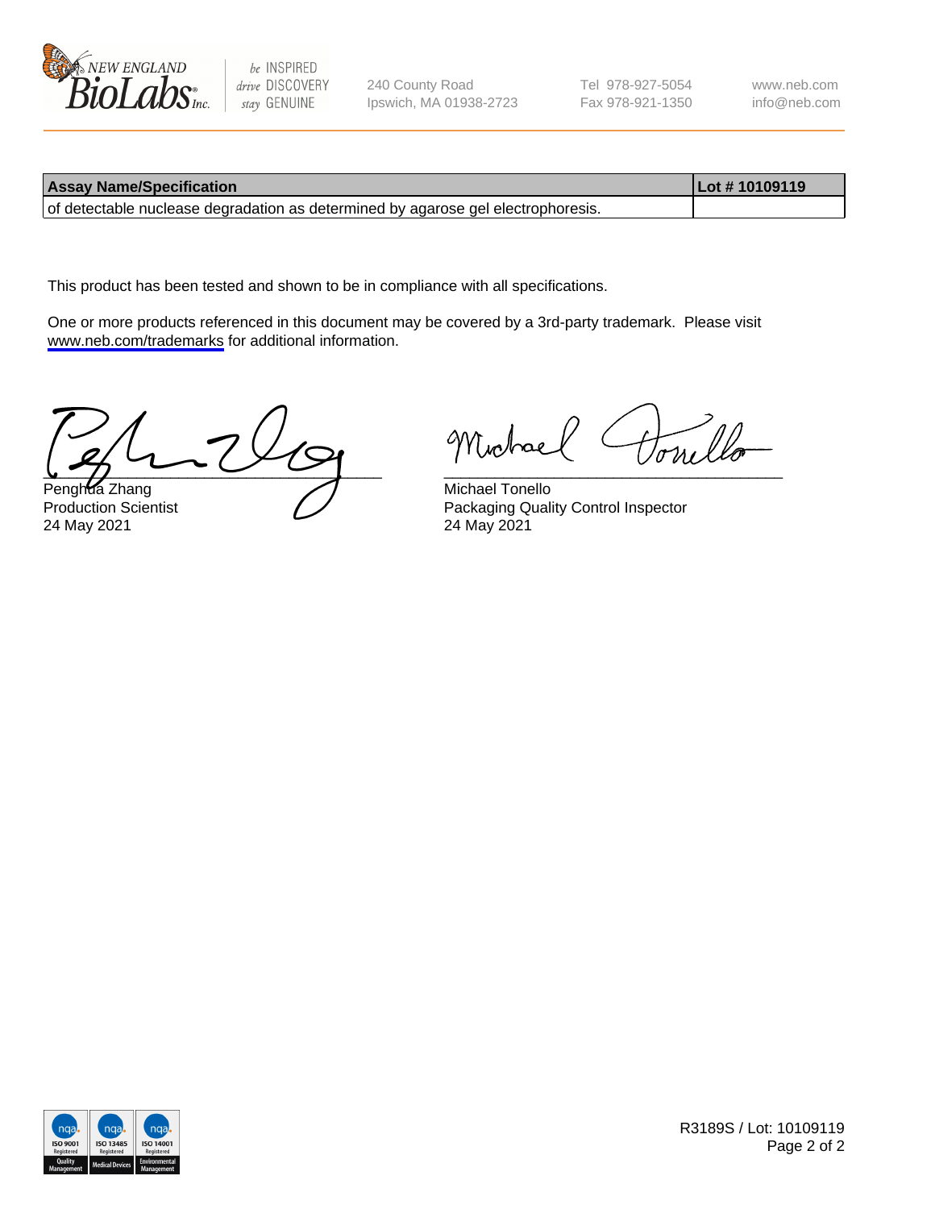| Assay Name/Specification | Lot # 10109119 |
| --- | --- |
| of detectable nuclease degradation as determined by agarose gel electrophoresis. | |

This product has been tested and shown to be in compliance with all specifications.

One or more products referenced in this document may be covered by a 3rd-party trademark. Please visit www.neb.com/trademarks for additional information.

Penghua Zhang
Production Scientist
24 May 2021

Michael Tonello
Packaging Quality Control Inspector
24 May 2021

R3189S / Lot: 10109119